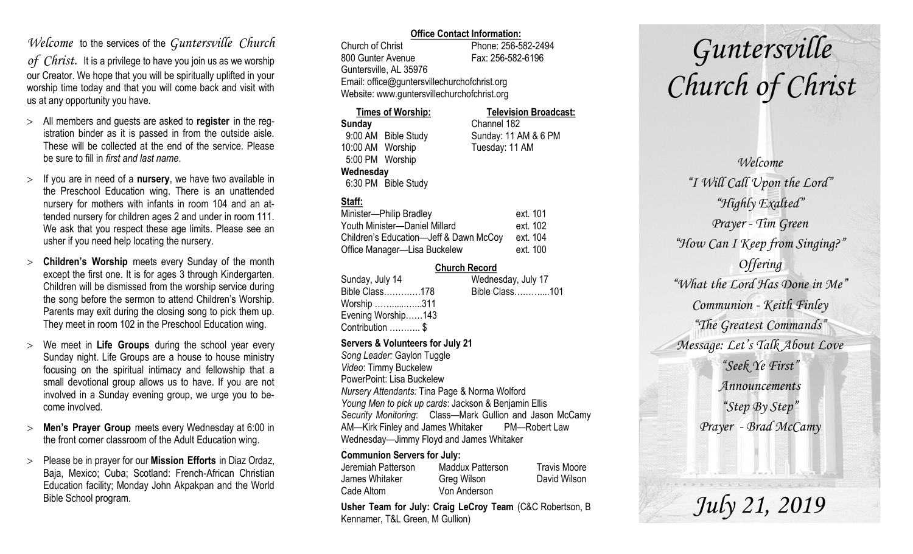*Welcome* to the services of the *Guntersville Church of Christ*. It is a privilege to have you join us as we worship our Creator. We hope that you will be spiritually uplifted in your worship time today and that you will come back and visit with us at any opportunity you have.

- All members and guests are asked to **register** in the registration binder as it is passed in from the outside aisle. These will be collected at the end of the service. Please be sure to fill in *first and last name*.
- If you are in need of a **nursery**, we have two available in the Preschool Education wing. There is an unattended nursery for mothers with infants in room 104 and an attended nursery for children ages 2 and under in room 111. We ask that you respect these age limits. Please see an usher if you need help locating the nursery.
- **Children's Worship** meets every Sunday of the month except the first one. It is for ages 3 through Kindergarten. Children will be dismissed from the worship service during the song before the sermon to attend Children's Worship. Parents may exit during the closing song to pick them up. They meet in room 102 in the Preschool Education wing.
- We meet in **Life Groups** during the school year every Sunday night. Life Groups are a house to house ministry focusing on the spiritual intimacy and fellowship that a small devotional group allows us to have. If you are not involved in a Sunday evening group, we urge you to become involved.
- **Men's Prayer Group** meets every Wednesday at 6:00 in the front corner classroom of the Adult Education wing.
- Please be in prayer for our **Mission Efforts** in Diaz Ordaz, Baja, Mexico; Cuba; Scotland: French-African Christian Education facility; Monday John Akpakpan and the World Bible School program.

**Office Contact Information:**

Church of Christ — Phone: 256-582-2494
800 Gunter Avenue — Fax: 256-582-6196
Guntersville, AL 35976
Email: office@guntersvillechurchofchrist.org
Website: www.guntersvillechurchofchrist.org

**Times of Worship:**
**Sunday**
9:00 AM Bible Study
10:00 AM Worship
5:00 PM Worship
**Wednesday**
6:30 PM Bible Study

**Television Broadcast:**
Channel 182
Sunday: 11 AM & 6 PM
Tuesday: 11 AM

**Staff:**

| | |
|---|---|
| Minister—Philip Bradley | ext. 101 |
| Youth Minister—Daniel Millard | ext. 102 |
| Children's Education—Jeff & Dawn McCoy | ext. 104 |
| Office Manager—Lisa Buckelew | ext. 100 |

**Church Record**

| Sunday, July 14 | Wednesday, July 17 |
|---|---|
| Bible Class…………178 | Bible Class………....101 |
| Worship …….....…..311 | |
| Evening Worship……143 | |
| Contribution ……….. $ | |

**Servers & Volunteers for July 21**

*Song Leader:* Gaylon Tuggle
*Video*: Timmy Buckelew
PowerPoint: Lisa Buckelew
*Nursery Attendants:* Tina Page & Norma Wolford
*Young Men to pick up cards*: Jackson & Benjamin Ellis
*Security Monitoring*: Class—Mark Gullion and Jason McCamy
AM—Kirk Finley and James Whitaker PM—Robert Law
Wednesday—Jimmy Floyd and James Whitaker

**Communion Servers for July:**

| | | |
|---|---|---|
| Jeremiah Patterson | Maddux Patterson | Travis Moore |
| James Whitaker | Greg Wilson | David Wilson |
| Cade Altom | Von Anderson | |

**Usher Team for July: Craig LeCroy Team** (C&C Robertson, B Kennamer, T&L Green, M Gullion)

# *Guntersville Church of Christ*

*Welcome*
*"I Will Call Upon the Lord"*
*"Highly Exalted"*
*Prayer - Tim Green*
*"How Can I Keep from Singing?"*
*Offering*
*"What the Lord Has Done in Me"*
*Communion - Keith Finley*
*"The Greatest Commands"*
*Message: Let's Talk About Love*
*"Seek Ye First"*
*Announcements*
*"Step By Step"*
*Prayer - Brad McCamy*

*July 21, 2019*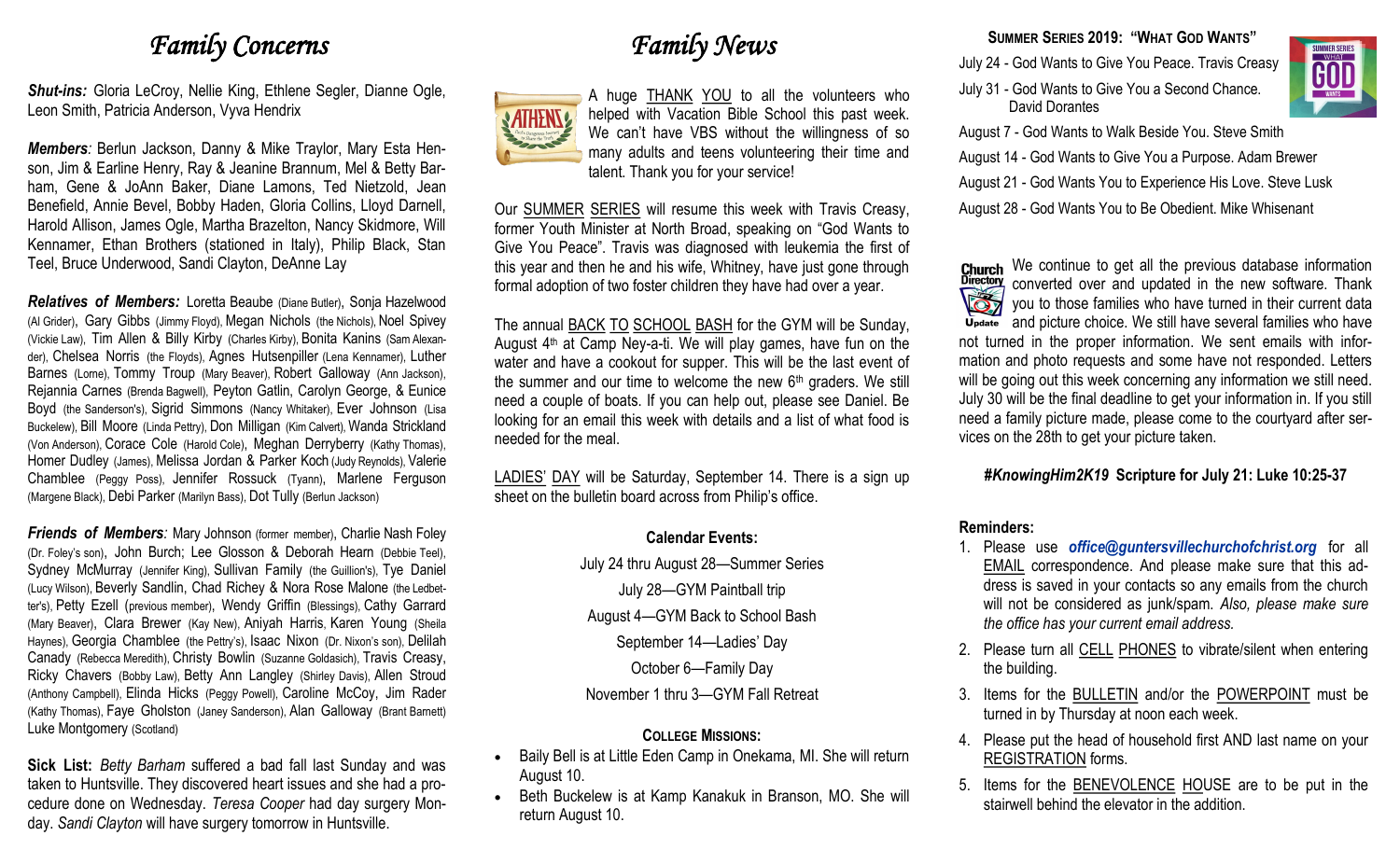# Family Concerns

***Shut-ins:*** Gloria LeCroy, Nellie King, Ethlene Segler, Dianne Ogle, Leon Smith, Patricia Anderson, Vyva Hendrix

***Members:*** Berlun Jackson, Danny & Mike Traylor, Mary Esta Henson, Jim & Earline Henry, Ray & Jeanine Brannum, Mel & Betty Barham, Gene & JoAnn Baker, Diane Lamons, Ted Nietzold, Jean Benefield, Annie Bevel, Bobby Haden, Gloria Collins, Lloyd Darnell, Harold Allison, James Ogle, Martha Brazelton, Nancy Skidmore, Will Kennamer, Ethan Brothers (stationed in Italy), Philip Black, Stan Teel, Bruce Underwood, Sandi Clayton, DeAnne Lay

***Relatives of Members:*** Loretta Beaube (Diane Butler), Sonja Hazelwood (Al Grider), Gary Gibbs (Jimmy Floyd), Megan Nichols (the Nichols), Noel Spivey (Vickie Law), Tim Allen & Billy Kirby (Charles Kirby), Bonita Kanins (Sam Alexander), Chelsea Norris (the Floyds), Agnes Hutsenpiller (Lena Kennamer), Luther Barnes (Lorne), Tommy Troup (Mary Beaver), Robert Galloway (Ann Jackson), Rejannia Carnes (Brenda Bagwell), Peyton Gatlin, Carolyn George, & Eunice Boyd (the Sanderson's), Sigrid Simmons (Nancy Whitaker), Ever Johnson (Lisa Buckelew), Bill Moore (Linda Pettry), Don Milligan (Kim Calvert), Wanda Strickland (Von Anderson), Corace Cole (Harold Cole), Meghan Derryberry (Kathy Thomas), Homer Dudley (James), Melissa Jordan & Parker Koch (Judy Reynolds), Valerie Chamblee (Peggy Poss), Jennifer Rossuck (Tyann), Marlene Ferguson (Margene Black), Debi Parker (Marilyn Bass), Dot Tully (Berlun Jackson)

***Friends of Members:*** Mary Johnson (former member), Charlie Nash Foley (Dr. Foley's son), John Burch; Lee Glosson & Deborah Hearn (Debbie Teel), Sydney McMurray (Jennifer King), Sullivan Family (the Guillion's), Tye Daniel (Lucy Wilson), Beverly Sandlin, Chad Richey & Nora Rose Malone (the Ledbetter's), Petty Ezell (previous member), Wendy Griffin (Blessings), Cathy Garrard (Mary Beaver), Clara Brewer (Kay New), Aniyah Harris, Karen Young (Sheila Haynes), Georgia Chamblee (the Pettry's), Isaac Nixon (Dr. Nixon's son), Delilah Canady (Rebecca Meredith), Christy Bowlin (Suzanne Goldasich), Travis Creasy, Ricky Chavers (Bobby Law), Betty Ann Langley (Shirley Davis), Allen Stroud (Anthony Campbell), Elinda Hicks (Peggy Powell), Caroline McCoy, Jim Rader (Kathy Thomas), Faye Gholston (Janey Sanderson), Alan Galloway (Brant Barnett) Luke Montgomery (Scotland)

**Sick List:** *Betty Barham* suffered a bad fall last Sunday and was taken to Huntsville. They discovered heart issues and she had a procedure done on Wednesday. *Teresa Cooper* had day surgery Monday. *Sandi Clayton* will have surgery tomorrow in Huntsville.

# Family News

A huge THANK YOU to all the volunteers who helped with Vacation Bible School this past week. We can't have VBS without the willingness of so many adults and teens volunteering their time and talent. Thank you for your service!

Our SUMMER SERIES will resume this week with Travis Creasy, former Youth Minister at North Broad, speaking on "God Wants to Give You Peace". Travis was diagnosed with leukemia the first of this year and then he and his wife, Whitney, have just gone through formal adoption of two foster children they have had over a year.

The annual BACK TO SCHOOL BASH for the GYM will be Sunday, August 4th at Camp Ney-a-ti. We will play games, have fun on the water and have a cookout for supper. This will be the last event of the summer and our time to welcome the new 6th graders. We still need a couple of boats. If you can help out, please see Daniel. Be looking for an email this week with details and a list of what food is needed for the meal.

LADIES' DAY will be Saturday, September 14. There is a sign up sheet on the bulletin board across from Philip's office.

**Calendar Events:**

July 24 thru August 28—Summer Series

July 28—GYM Paintball trip

August 4—GYM Back to School Bash

September 14—Ladies' Day

October 6—Family Day

November 1 thru 3—GYM Fall Retreat

**COLLEGE MISSIONS:**

- Baily Bell is at Little Eden Camp in Onekama, MI. She will return August 10.
- Beth Buckelew is at Kamp Kanakuk in Branson, MO. She will return August 10.

**SUMMER SERIES 2019: "WHAT GOD WANTS"**

July 24 - God Wants to Give You Peace. Travis Creasy

July 31 - God Wants to Give You a Second Chance. David Dorantes

August 7 - God Wants to Walk Beside You. Steve Smith

August 14 - God Wants to Give You a Purpose. Adam Brewer

August 21 - God Wants You to Experience His Love. Steve Lusk

August 28 - God Wants You to Be Obedient. Mike Whisenant

We continue to get all the previous database information converted over and updated in the new software. Thank you to those families who have turned in their current data and picture choice. We still have several families who have not turned in the proper information. We sent emails with information and photo requests and some have not responded. Letters will be going out this week concerning any information we still need. July 30 will be the final deadline to get your information in. If you still need a family picture made, please come to the courtyard after services on the 28th to get your picture taken.

***#KnowingHim2K19* Scripture for July 21: Luke 10:25-37**

**Reminders:**

1. Please use ***office@guntersvillechurchofchrist.org*** for all EMAIL correspondence. And please make sure that this address is saved in your contacts so any emails from the church will not be considered as junk/spam. *Also, please make sure the office has your current email address.*
2. Please turn all CELL PHONES to vibrate/silent when entering the building.
3. Items for the BULLETIN and/or the POWERPOINT must be turned in by Thursday at noon each week.
4. Please put the head of household first AND last name on your REGISTRATION forms.
5. Items for the BENEVOLENCE HOUSE are to be put in the stairwell behind the elevator in the addition.